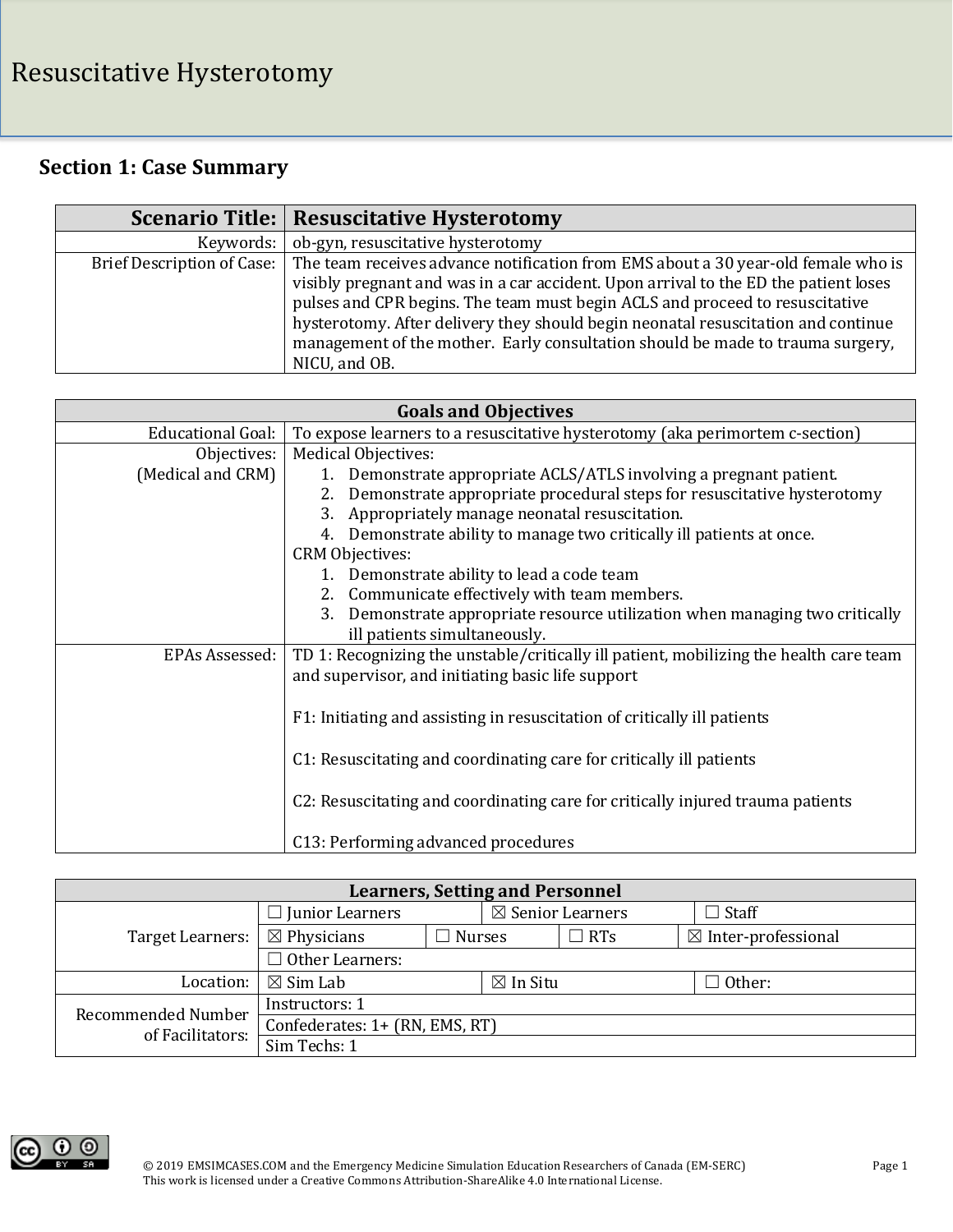# Resuscitative Hysterotomy

## Section 1: Case Summary

| Scenario Title: | Resuscitative Hysterotomy |
|---|---|
| Keywords: | ob-gyn, resuscitative hysterotomy |
| Brief Description of Case: | The team receives advance notification from EMS about a 30 year-old female who is visibly pregnant and was in a car accident. Upon arrival to the ED the patient loses pulses and CPR begins. The team must begin ACLS and proceed to resuscitative hysterotomy. After delivery they should begin neonatal resuscitation and continue management of the mother. Early consultation should be made to trauma surgery, NICU, and OB. |

| Goals and Objectives | |
|---|---|
| Educational Goal: | To expose learners to a resuscitative hysterotomy (aka perimortem c-section) |
| Objectives: (Medical and CRM) | Medical Objectives:<br>1. Demonstrate appropriate ACLS/ATLS involving a pregnant patient.<br>2. Demonstrate appropriate procedural steps for resuscitative hysterotomy<br>3. Appropriately manage neonatal resuscitation.<br>4. Demonstrate ability to manage two critically ill patients at once.<br>CRM Objectives:<br>1. Demonstrate ability to lead a code team<br>2. Communicate effectively with team members.<br>3. Demonstrate appropriate resource utilization when managing two critically ill patients simultaneously. |
| EPAs Assessed: | TD 1: Recognizing the unstable/critically ill patient, mobilizing the health care team and supervisor, and initiating basic life support<br><br>F1: Initiating and assisting in resuscitation of critically ill patients<br><br>C1: Resuscitating and coordinating care for critically ill patients<br><br>C2: Resuscitating and coordinating care for critically injured trauma patients<br><br>C13: Performing advanced procedures |

| Learners, Setting and Personnel | | | | |
|---|---|---|---|---|
| Target Learners: | ☐ Junior Learners | ☒ Senior Learners | | ☐ Staff |
| | ☒ Physicians | ☐ Nurses | ☐ RTs | ☒ Inter-professional |
| | ☐ Other Learners: | | | |
| Location: | ☒ Sim Lab | ☒ In Situ | | ☐ Other: |
| Recommended Number of Facilitators: | Instructors: 1 | | | |
| | Confederates: 1+ (RN, EMS, RT) | | | |
| | Sim Techs: 1 | | | |

© 2019 EMSIMCASES.COM and the Emergency Medicine Simulation Education Researchers of Canada (EM-SERC)
This work is licensed under a Creative Commons Attribution-ShareAlike 4.0 International License.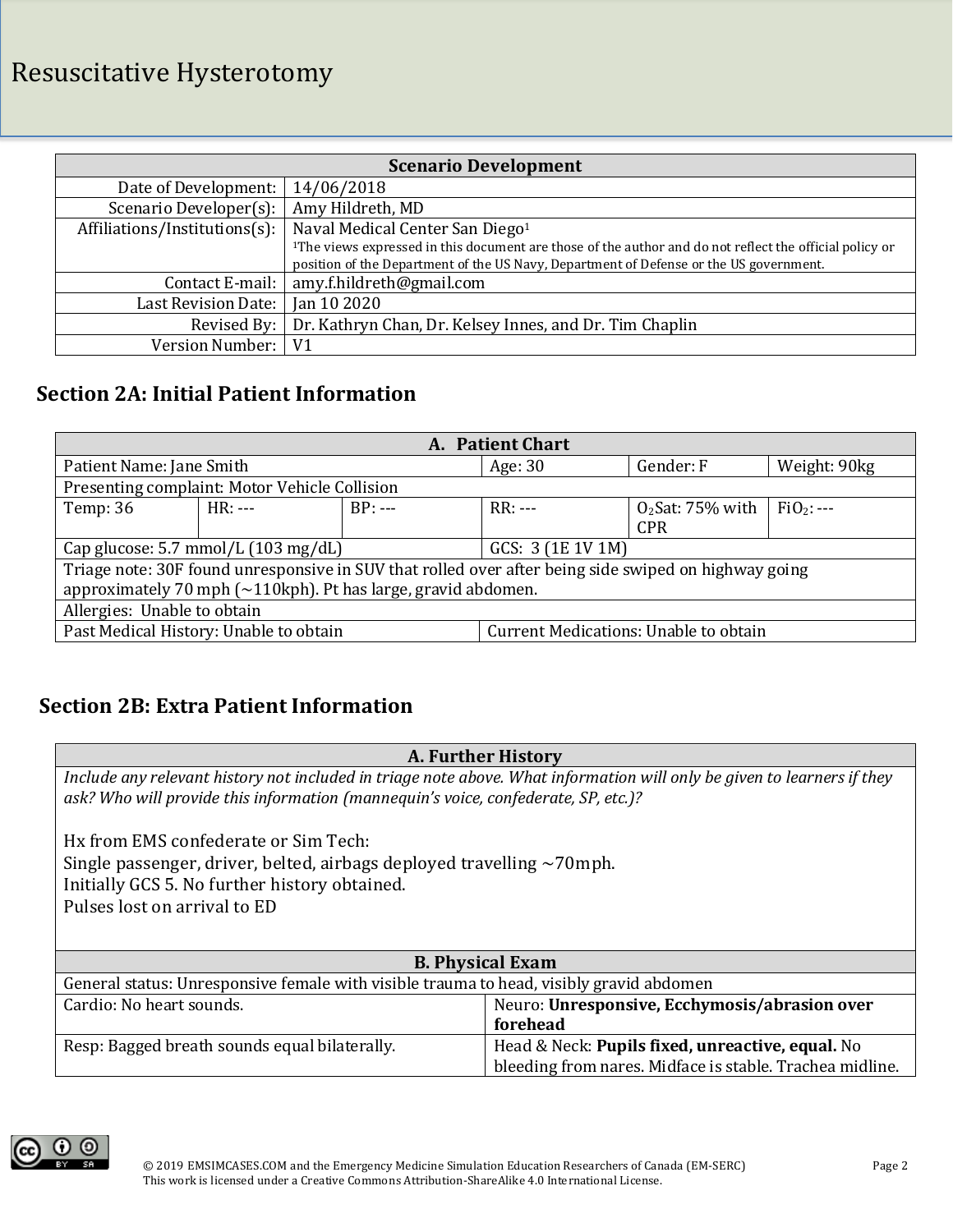# Resuscitative Hysterotomy

| Scenario Development | |
|---|---|
| Date of Development: | 14/06/2018 |
| Scenario Developer(s): | Amy Hildreth, MD |
| Affiliations/Institutions(s): | Naval Medical Center San Diego[1]<br>[1]The views expressed in this document are those of the author and do not reflect the official policy or position of the Department of the US Navy, Department of Defense or the US government. |
| Contact E-mail: | amy.f.hildreth@gmail.com |
| Last Revision Date: | Jan 10 2020 |
| Revised By: | Dr. Kathryn Chan, Dr. Kelsey Innes, and Dr. Tim Chaplin |
| Version Number: | V1 |

## Section 2A: Initial Patient Information

| A. Patient Chart | | | | | |
|---|---|---|---|---|---|
| Patient Name: Jane Smith | | | Age: 30 | Gender: F | Weight: 90kg |
| Presenting complaint: Motor Vehicle Collision | | | | | |
| Temp: 36 | HR: --- | BP: --- | RR: --- | $O_2$Sat: 75% with CPR | $FiO_2$: --- |
| Cap glucose: 5.7 mmol/L (103 mg/dL) | | | GCS: 3 (1E 1V 1M) | | |
| Triage note: 30F found unresponsive in SUV that rolled over after being side swiped on highway going approximately 70 mph (~110kph). Pt has large, gravid abdomen. | | | | | |
| Allergies: Unable to obtain | | | | | |
| Past Medical History: Unable to obtain | | | Current Medications: Unable to obtain | | |

## Section 2B: Extra Patient Information

**A. Further History**

*Include any relevant history not included in triage note above. What information will only be given to learners if they ask? Who will provide this information (mannequin's voice, confederate, SP, etc.)?*

Hx from EMS confederate or Sim Tech:
Single passenger, driver, belted, airbags deployed travelling ~70mph.
Initially GCS 5. No further history obtained.
Pulses lost on arrival to ED

| B. Physical Exam | |
|---|---|
| General status: Unresponsive female with visible trauma to head, visibly gravid abdomen | |
| Cardio: No heart sounds. | Neuro: **Unresponsive, Ecchymosis/abrasion over forehead** |
| Resp: Bagged breath sounds equal bilaterally. | Head & Neck: **Pupils fixed, unreactive, equal.** No bleeding from nares. Midface is stable. Trachea midline. |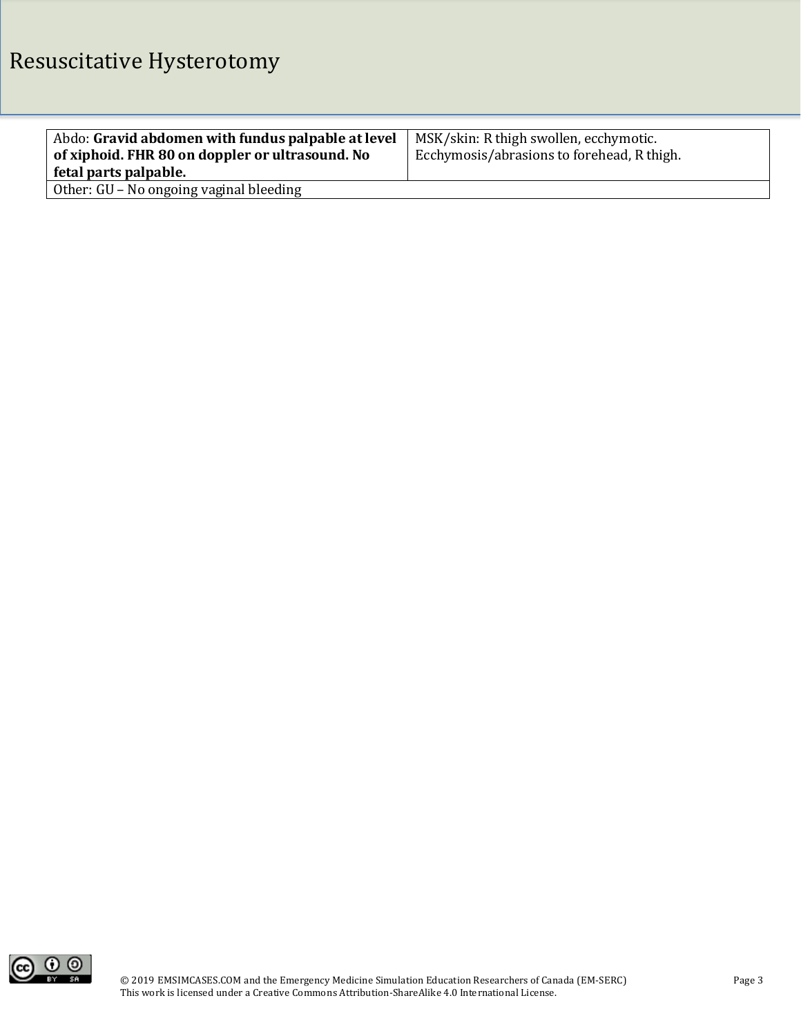| Abdo: **Gravid abdomen with fundus palpable at level of xiphoid. FHR 80 on doppler or ultrasound. No fetal parts palpable.** | MSK/skin: R thigh swollen, ecchymotic. Ecchymosis/abrasions to forehead, R thigh. |
|---|---|
| Other: GU – No ongoing vaginal bleeding | |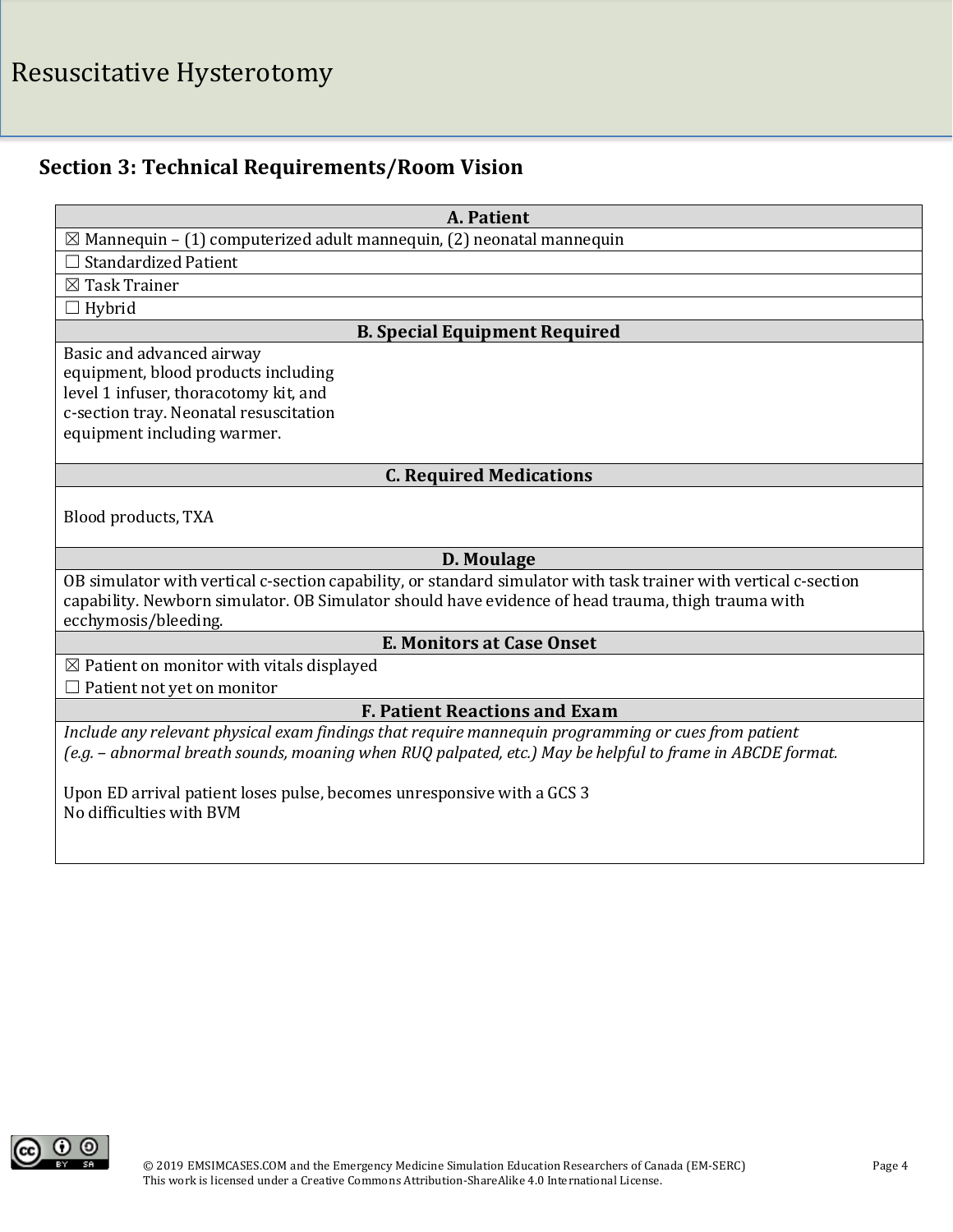## Section 3: Technical Requirements/Room Vision

### A. Patient

☒ Mannequin – (1) computerized adult mannequin, (2) neonatal mannequin

☐ Standardized Patient

☒ Task Trainer

☐ Hybrid

### B. Special Equipment Required

Basic and advanced airway equipment, blood products including level 1 infuser, thoracotomy kit, and c-section tray. Neonatal resuscitation equipment including warmer.

### C. Required Medications

Blood products, TXA

### D. Moulage

OB simulator with vertical c-section capability, or standard simulator with task trainer with vertical c-section capability. Newborn simulator. OB Simulator should have evidence of head trauma, thigh trauma with ecchymosis/bleeding.

### E. Monitors at Case Onset

☒ Patient on monitor with vitals displayed

☐ Patient not yet on monitor

### F. Patient Reactions and Exam

*Include any relevant physical exam findings that require mannequin programming or cues from patient (e.g. – abnormal breath sounds, moaning when RUQ palpated, etc.) May be helpful to frame in ABCDE format.*

Upon ED arrival patient loses pulse, becomes unresponsive with a GCS 3
No difficulties with BVM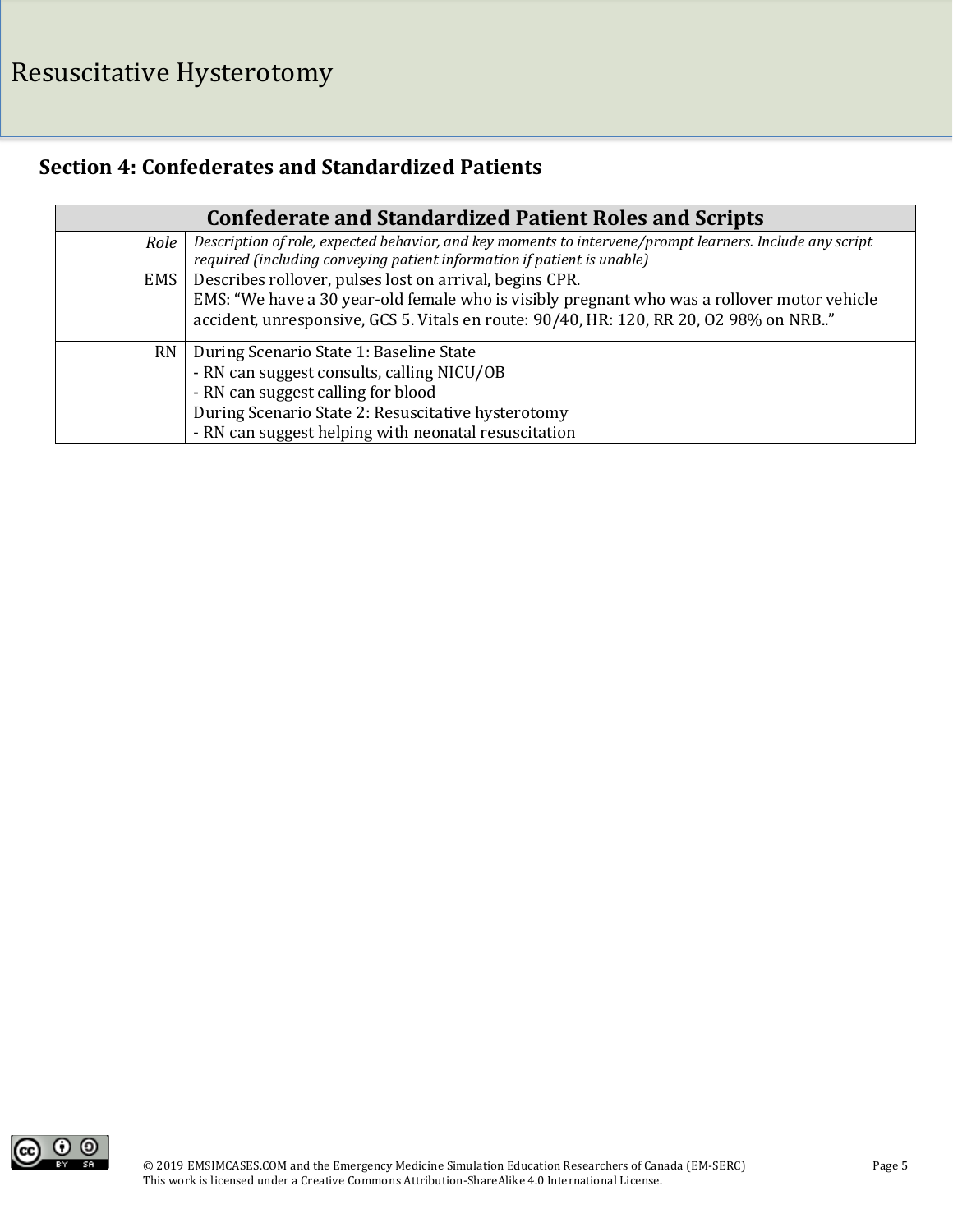## Section 4: Confederates and Standardized Patients

| Confederate and Standardized Patient Roles and Scripts | |
|---|---|
| *Role* | *Description of role, expected behavior, and key moments to intervene/prompt learners. Include any script required (including conveying patient information if patient is unable)* |
| EMS | Describes rollover, pulses lost on arrival, begins CPR.<br>EMS: "We have a 30 year-old female who is visibly pregnant who was a rollover motor vehicle accident, unresponsive, GCS 5. Vitals en route: 90/40, HR: 120, RR 20, O2 98% on NRB.." |
| RN | During Scenario State 1: Baseline State<br>- RN can suggest consults, calling NICU/OB<br>- RN can suggest calling for blood<br>During Scenario State 2: Resuscitative hysterotomy<br>- RN can suggest helping with neonatal resuscitation |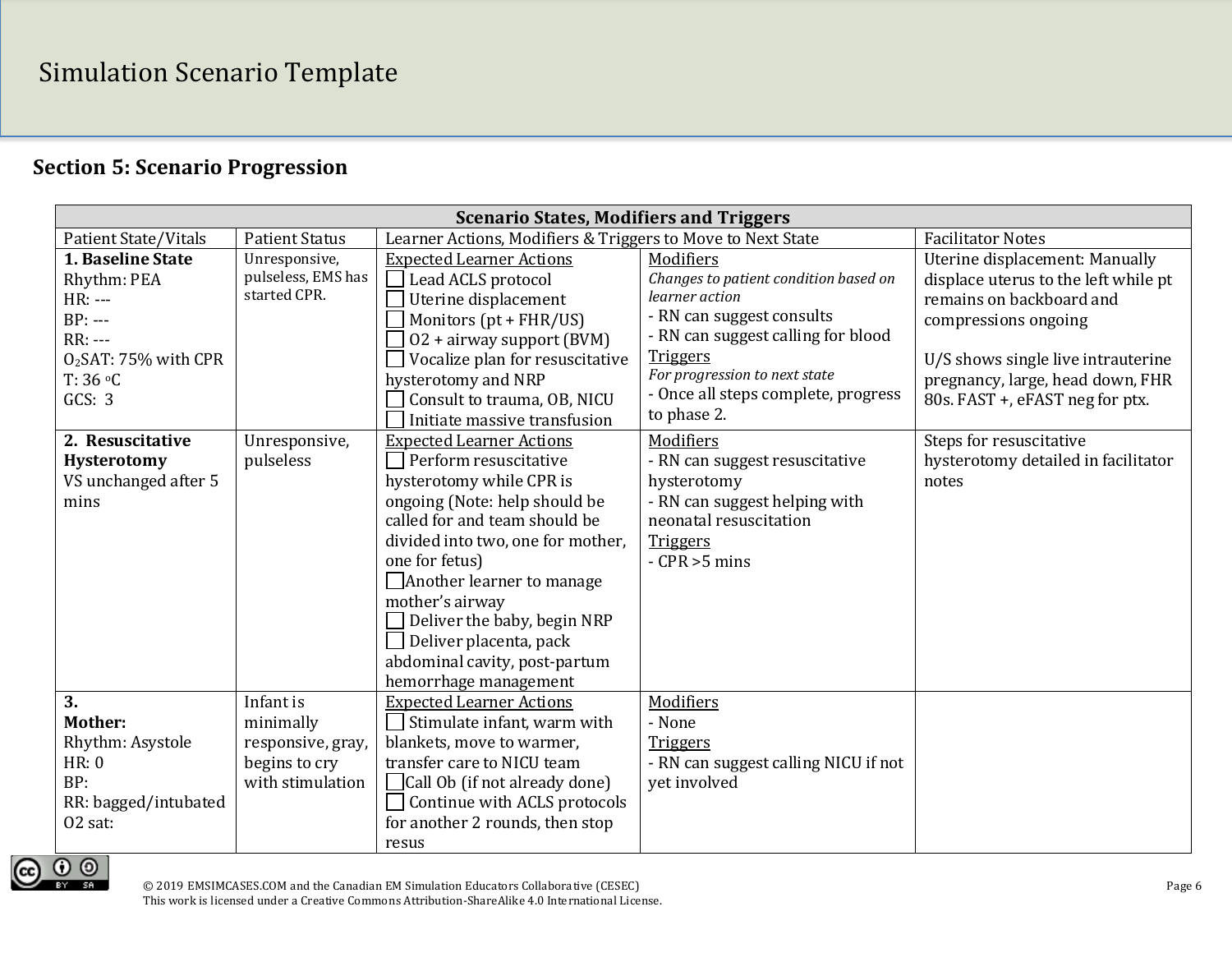Simulation Scenario Template

## Section 5: Scenario Progression

| Scenario States, Modifiers and Triggers | | | | |
|---|---|---|---|---|
| Patient State/Vitals | Patient Status | Learner Actions, Modifiers & Triggers to Move to Next State | | Facilitator Notes |
| **1. Baseline State**<br>Rhythm: PEA<br>HR: ---<br>BP: ---<br>RR: ---<br>$O_2$SAT: 75% with CPR<br>T: 36 °C<br>GCS: 3 | Unresponsive, pulseless, EMS has started CPR. | <u>Expected Learner Actions</u><br>☐ Lead ACLS protocol<br>☐ Uterine displacement<br>☐ Monitors (pt + FHR/US)<br>☐ O2 + airway support (BVM)<br>☐ Vocalize plan for resuscitative hysterotomy and NRP<br>☐ Consult to trauma, OB, NICU<br>☐ Initiate massive transfusion | <u>Modifiers</u><br>*Changes to patient condition based on learner action*<br>- RN can suggest consults<br>- RN can suggest calling for blood<br><u>Triggers</u><br>*For progression to next state*<br>- Once all steps complete, progress to phase 2. | Uterine displacement: Manually displace uterus to the left while pt remains on backboard and compressions ongoing<br><br>U/S shows single live intrauterine pregnancy, large, head down, FHR 80s. FAST +, eFAST neg for ptx. |
| **2. Resuscitative Hysterotomy**<br>VS unchanged after 5 mins | Unresponsive, pulseless | <u>Expected Learner Actions</u><br>☐ Perform resuscitative hysterotomy while CPR is ongoing (Note: help should be called for and team should be divided into two, one for mother, one for fetus)<br>☐ Another learner to manage mother's airway<br>☐ Deliver the baby, begin NRP<br>☐ Deliver placenta, pack abdominal cavity, post-partum hemorrhage management | <u>Modifiers</u><br>- RN can suggest resuscitative hysterotomy<br>- RN can suggest helping with neonatal resuscitation<br><u>Triggers</u><br>- CPR >5 mins | Steps for resuscitative hysterotomy detailed in facilitator notes |
| **3.**<br>**Mother:**<br>Rhythm: Asystole<br>HR: 0<br>BP:<br>RR: bagged/intubated<br>O2 sat: | Infant is minimally responsive, gray, begins to cry with stimulation | <u>Expected Learner Actions</u><br>☐ Stimulate infant, warm with blankets, move to warmer, transfer care to NICU team<br>☐ Call Ob (if not already done)<br>☐ Continue with ACLS protocols for another 2 rounds, then stop resus | <u>Modifiers</u><br>- None<br><u>Triggers</u><br>- RN can suggest calling NICU if not yet involved | |

© 2019 EMSIMCASES.COM and the Canadian EM Simulation Educators Collaborative (CESEC)
This work is licensed under a Creative Commons Attribution-ShareAlike 4.0 International License.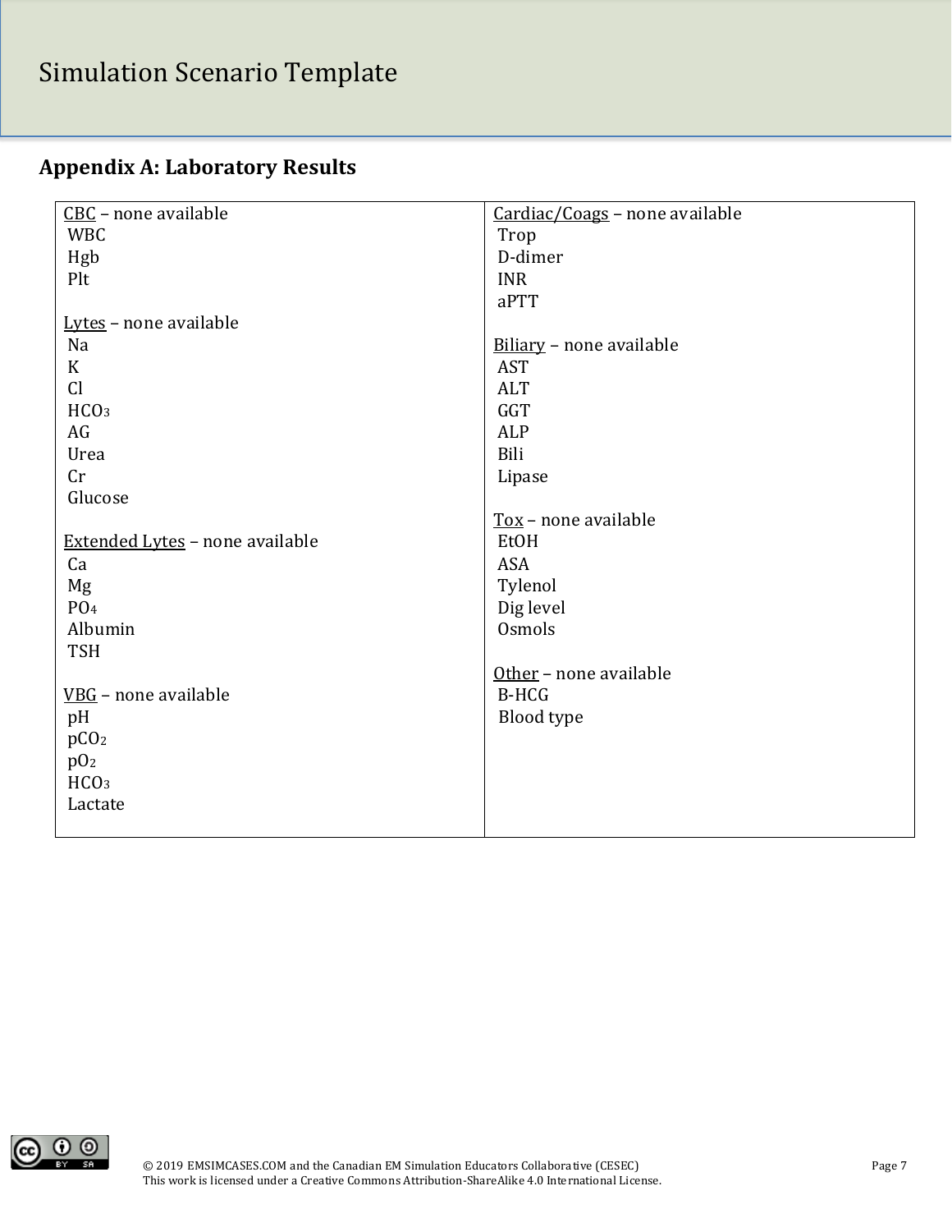## Appendix A: Laboratory Results

| | |
|---|---|
| CBC – none available<br>WBC<br>Hgb<br>Plt<br><br>Lytes – none available<br>Na<br>K<br>Cl<br>$HCO_3$<br>AG<br>Urea<br>Cr<br>Glucose<br><br>Extended Lytes – none available<br>Ca<br>Mg<br>$PO_4$<br>Albumin<br>TSH<br><br>VBG – none available<br>pH<br>$pCO_2$<br>$pO_2$<br>$HCO_3$<br>Lactate | Cardiac/Coags – none available<br>Trop<br>D-dimer<br>INR<br>aPTT<br><br>Biliary – none available<br>AST<br>ALT<br>GGT<br>ALP<br>Bili<br>Lipase<br><br>Tox – none available<br>EtOH<br>ASA<br>Tylenol<br>Dig level<br>Osmols<br><br>Other – none available<br>B-HCG<br>Blood type |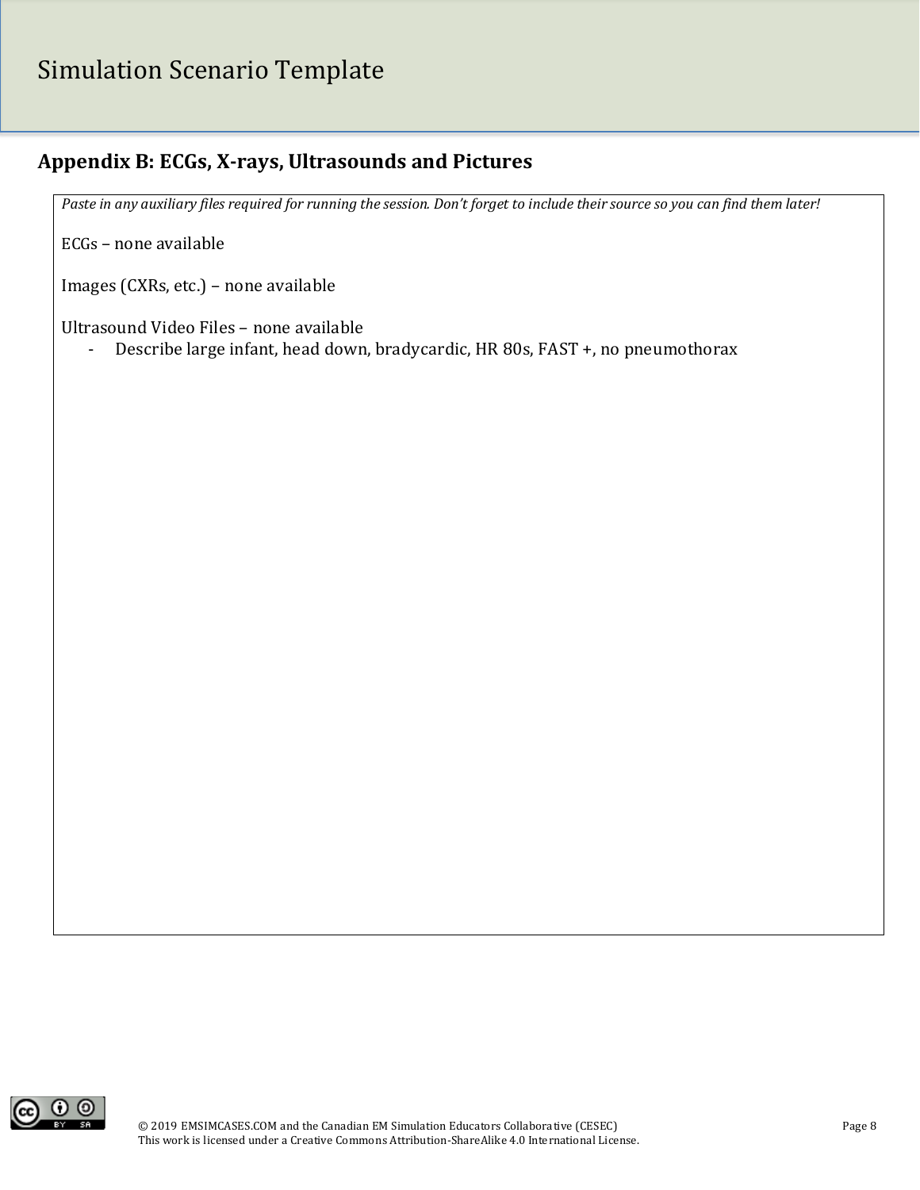## Appendix B: ECGs, X-rays, Ultrasounds and Pictures

*Paste in any auxiliary files required for running the session. Don't forget to include their source so you can find them later!*

ECGs – none available

Images (CXRs, etc.) – none available

Ultrasound Video Files – none available

- Describe large infant, head down, bradycardic, HR 80s, FAST +, no pneumothorax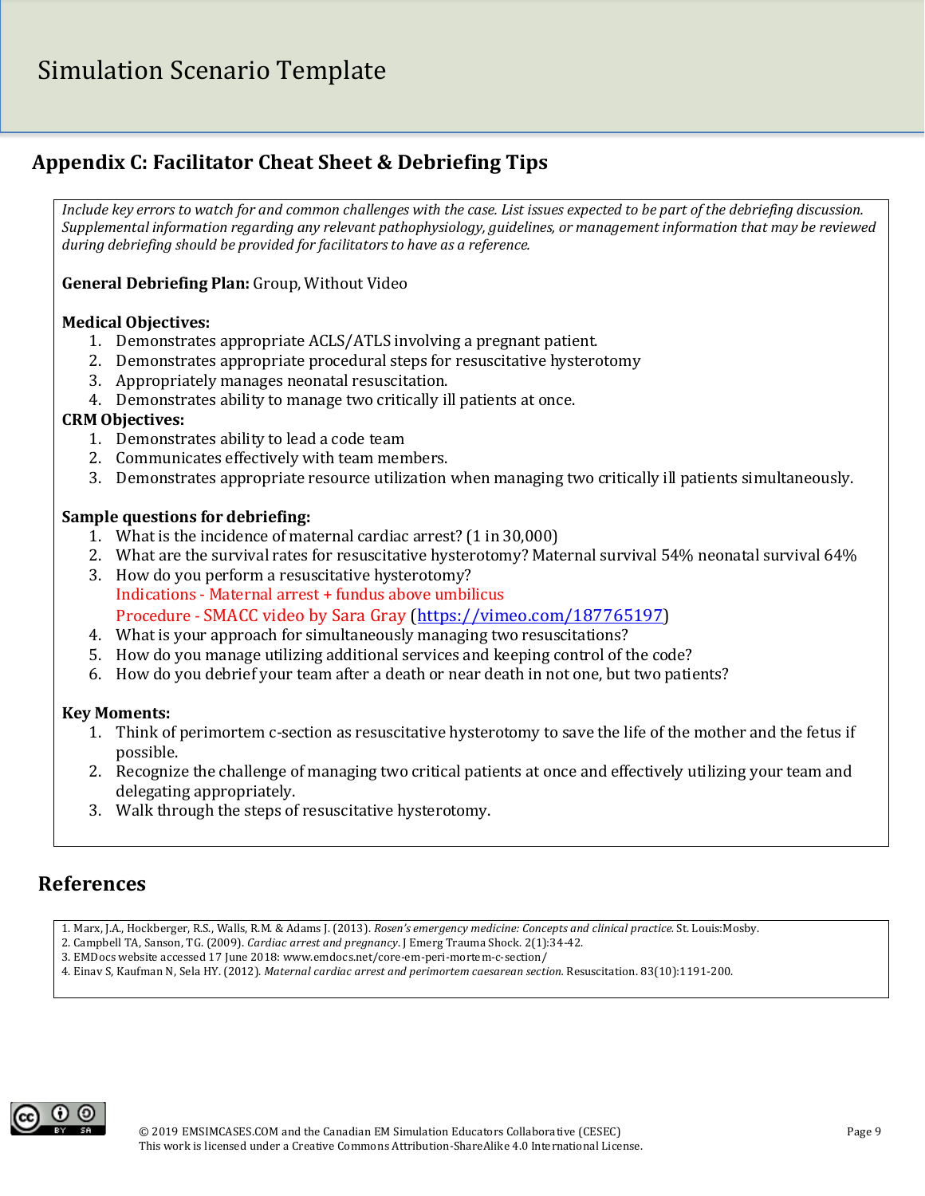## Appendix C: Facilitator Cheat Sheet & Debriefing Tips

*Include key errors to watch for and common challenges with the case. List issues expected to be part of the debriefing discussion. Supplemental information regarding any relevant pathophysiology, guidelines, or management information that may be reviewed during debriefing should be provided for facilitators to have as a reference.*

**General Debriefing Plan:** Group, Without Video

**Medical Objectives:**

1. Demonstrates appropriate ACLS/ATLS involving a pregnant patient.
2. Demonstrates appropriate procedural steps for resuscitative hysterotomy
3. Appropriately manages neonatal resuscitation.
4. Demonstrates ability to manage two critically ill patients at once.

**CRM Objectives:**

1. Demonstrates ability to lead a code team
2. Communicates effectively with team members.
3. Demonstrates appropriate resource utilization when managing two critically ill patients simultaneously.

**Sample questions for debriefing:**

1. What is the incidence of maternal cardiac arrest? (1 in 30,000)
2. What are the survival rates for resuscitative hysterotomy? Maternal survival 54% neonatal survival 64%
3. How do you perform a resuscitative hysterotomy?
   Indications - Maternal arrest + fundus above umbilicus
   Procedure - SMACC video by Sara Gray (https://vimeo.com/187765197)
4. What is your approach for simultaneously managing two resuscitations?
5. How do you manage utilizing additional services and keeping control of the code?
6. How do you debrief your team after a death or near death in not one, but two patients?

**Key Moments:**

1. Think of perimortem c-section as resuscitative hysterotomy to save the life of the mother and the fetus if possible.
2. Recognize the challenge of managing two critical patients at once and effectively utilizing your team and delegating appropriately.
3. Walk through the steps of resuscitative hysterotomy.

## References

1. Marx, J.A., Hockberger, R.S., Walls, R.M. & Adams J. (2013). *Rosen's emergency medicine: Concepts and clinical practice.* St. Louis:Mosby.
2. Campbell TA, Sanson, TG. (2009). *Cardiac arrest and pregnancy.* J Emerg Trauma Shock. 2(1):34-42.
3. EMDocs website accessed 17 June 2018: www.emdocs.net/core-em-peri-mortem-c-section/
4. Einav S, Kaufman N, Sela HY. (2012). *Maternal cardiac arrest and perimortem caesarean section.* Resuscitation. 83(10):1191-200.

© 2019 EMSIMCASES.COM and the Canadian EM Simulation Educators Collaborative (CESEC)
This work is licensed under a Creative Commons Attribution-ShareAlike 4.0 International License.